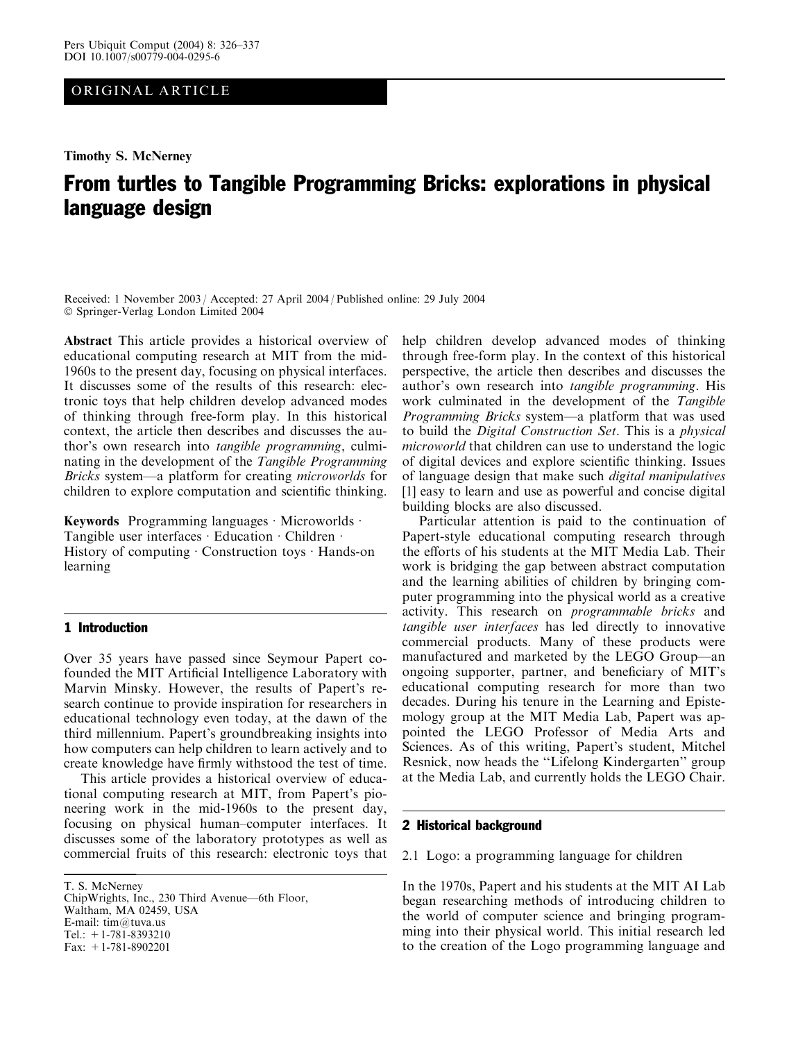ORIGINAL ARTICLE

**Timothy S. McNerney**

# From turtles to Tangible Programming Bricks: explorations in physical language design

Received: 1 November 2003 / Accepted: 27 April 2004 / Published online: 29 July 2004
© Springer-Verlag London Limited 2004

**Abstract** This article provides a historical overview of educational computing research at MIT from the mid-1960s to the present day, focusing on physical interfaces. It discusses some of the results of this research: electronic toys that help children develop advanced modes of thinking through free-form play. In this historical context, the article then describes and discusses the author's own research into *tangible programming*, culminating in the development of the *Tangible Programming Bricks* system—a platform for creating *microworlds* for children to explore computation and scientific thinking.

**Keywords** Programming languages · Microworlds · Tangible user interfaces · Education · Children · History of computing · Construction toys · Hands-on learning

## 1 Introduction

Over 35 years have passed since Seymour Papert co-founded the MIT Artificial Intelligence Laboratory with Marvin Minsky. However, the results of Papert's research continue to provide inspiration for researchers in educational technology even today, at the dawn of the third millennium. Papert's groundbreaking insights into how computers can help children to learn actively and to create knowledge have firmly withstood the test of time.

This article provides a historical overview of educational computing research at MIT, from Papert's pioneering work in the mid-1960s to the present day, focusing on physical human–computer interfaces. It discusses some of the laboratory prototypes as well as commercial fruits of this research: electronic toys that help children develop advanced modes of thinking through free-form play. In the context of this historical perspective, the article then describes and discusses the author's own research into *tangible programming*. His work culminated in the development of the *Tangible Programming Bricks* system—a platform that was used to build the *Digital Construction Set*. This is a *physical microworld* that children can use to understand the logic of digital devices and explore scientific thinking. Issues of language design that make such *digital manipulatives* [1] easy to learn and use as powerful and concise digital building blocks are also discussed.

Particular attention is paid to the continuation of Papert-style educational computing research through the efforts of his students at the MIT Media Lab. Their work is bridging the gap between abstract computation and the learning abilities of children by bringing computer programming into the physical world as a creative activity. This research on *programmable bricks* and *tangible user interfaces* has led directly to innovative commercial products. Many of these products were manufactured and marketed by the LEGO Group—an ongoing supporter, partner, and beneficiary of MIT's educational computing research for more than two decades. During his tenure in the Learning and Epistemology group at the MIT Media Lab, Papert was appointed the LEGO Professor of Media Arts and Sciences. As of this writing, Papert's student, Mitchel Resnick, now heads the "Lifelong Kindergarten" group at the Media Lab, and currently holds the LEGO Chair.

## 2 Historical background

### 2.1 Logo: a programming language for children

In the 1970s, Papert and his students at the MIT AI Lab began researching methods of introducing children to the world of computer science and bringing programming into their physical world. This initial research led to the creation of the Logo programming language and

---

T. S. McNerney
ChipWrights, Inc., 230 Third Avenue—6th Floor,
Waltham, MA 02459, USA
E-mail: tim@tuva.us
Tel.: +1-781-8393210
Fax: +1-781-8902201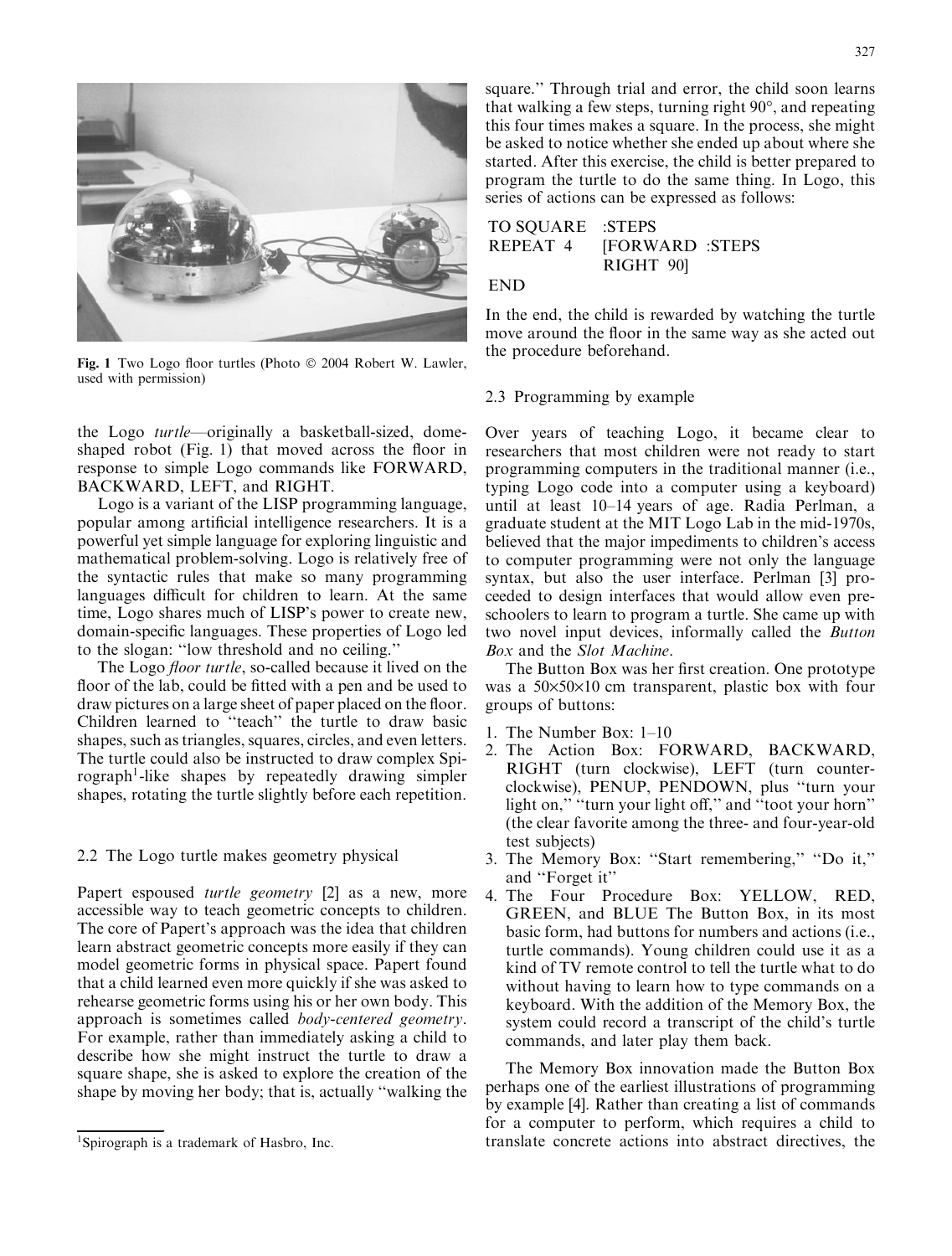Fig. 1 Two Logo floor turtles (Photo © 2004 Robert W. Lawler, used with permission)

the Logo *turtle*—originally a basketball-sized, dome-shaped robot (Fig. 1) that moved across the floor in response to simple Logo commands like FORWARD, BACKWARD, LEFT, and RIGHT.

Logo is a variant of the LISP programming language, popular among artificial intelligence researchers. It is a powerful yet simple language for exploring linguistic and mathematical problem-solving. Logo is relatively free of the syntactic rules that make so many programming languages difficult for children to learn. At the same time, Logo shares much of LISP's power to create new, domain-specific languages. These properties of Logo led to the slogan: "low threshold and no ceiling."

The Logo *floor turtle*, so-called because it lived on the floor of the lab, could be fitted with a pen and be used to draw pictures on a large sheet of paper placed on the floor. Children learned to "teach" the turtle to draw basic shapes, such as triangles, squares, circles, and even letters. The turtle could also be instructed to draw complex Spirograph[1]-like shapes by repeatedly drawing simpler shapes, rotating the turtle slightly before each repetition.

### 2.2 The Logo turtle makes geometry physical

Papert espoused *turtle geometry* [2] as a new, more accessible way to teach geometric concepts to children. The core of Papert's approach was the idea that children learn abstract geometric concepts more easily if they can model geometric forms in physical space. Papert found that a child learned even more quickly if she was asked to rehearse geometric forms using his or her own body. This approach is sometimes called *body-centered geometry*. For example, rather than immediately asking a child to describe how she might instruct the turtle to draw a square shape, she is asked to explore the creation of the shape by moving her body; that is, actually "walking the square." Through trial and error, the child soon learns that walking a few steps, turning right 90°, and repeating this four times makes a square. In the process, she might be asked to notice whether she ended up about where she started. After this exercise, the child is better prepared to program the turtle to do the same thing. In Logo, this series of actions can be expressed as follows:

```
TO SQUARE  :STEPS
REPEAT 4   [FORWARD :STEPS
            RIGHT 90]
END
```

In the end, the child is rewarded by watching the turtle move around the floor in the same way as she acted out the procedure beforehand.

### 2.3 Programming by example

Over years of teaching Logo, it became clear to researchers that most children were not ready to start programming computers in the traditional manner (i.e., typing Logo code into a computer using a keyboard) until at least 10–14 years of age. Radia Perlman, a graduate student at the MIT Logo Lab in the mid-1970s, believed that the major impediments to children's access to computer programming were not only the language syntax, but also the user interface. Perlman [3] proceeded to design interfaces that would allow even preschoolers to learn to program a turtle. She came up with two novel input devices, informally called the *Button Box* and the *Slot Machine*.

The Button Box was her first creation. One prototype was a 50×50×10 cm transparent, plastic box with four groups of buttons:

1. The Number Box: 1–10
2. The Action Box: FORWARD, BACKWARD, RIGHT (turn clockwise), LEFT (turn counter-clockwise), PENUP, PENDOWN, plus "turn your light on," "turn your light off," and "toot your horn" (the clear favorite among the three- and four-year-old test subjects)
3. The Memory Box: "Start remembering," "Do it," and "Forget it"
4. The Four Procedure Box: YELLOW, RED, GREEN, and BLUE The Button Box, in its most basic form, had buttons for numbers and actions (i.e., turtle commands). Young children could use it as a kind of TV remote control to tell the turtle what to do without having to learn how to type commands on a keyboard. With the addition of the Memory Box, the system could record a transcript of the child's turtle commands, and later play them back.

The Memory Box innovation made the Button Box perhaps one of the earliest illustrations of programming by example [4]. Rather than creating a list of commands for a computer to perform, which requires a child to translate concrete actions into abstract directives, the

[1] Spirograph is a trademark of Hasbro, Inc.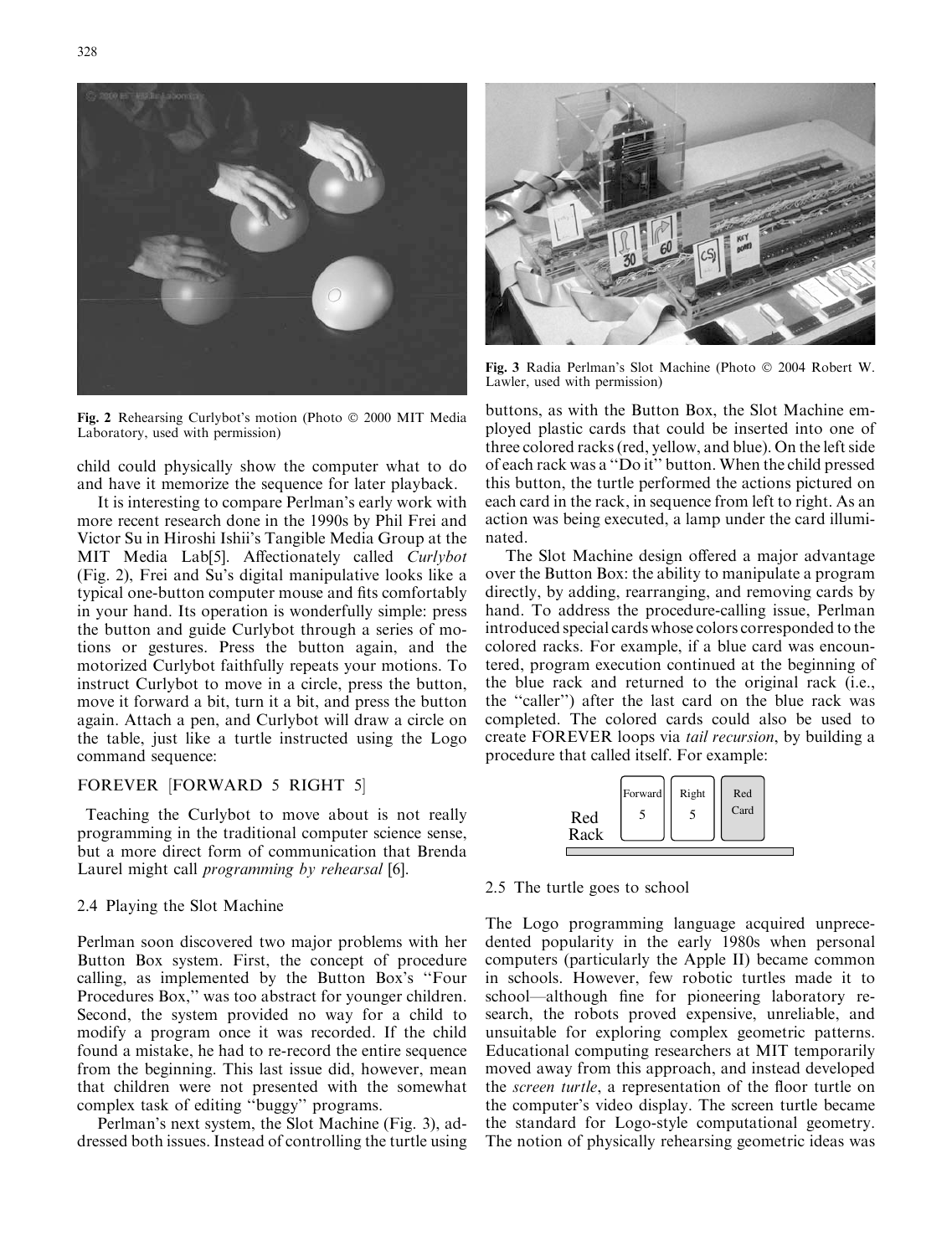Fig. 2 Rehearsing Curlybot's motion (Photo © 2000 MIT Media Laboratory, used with permission)

child could physically show the computer what to do and have it memorize the sequence for later playback.

It is interesting to compare Perlman's early work with more recent research done in the 1990s by Phil Frei and Victor Su in Hiroshi Ishii's Tangible Media Group at the MIT Media Lab[5]. Affectionately called *Curlybot* (Fig. 2), Frei and Su's digital manipulative looks like a typical one-button computer mouse and fits comfortably in your hand. Its operation is wonderfully simple: press the button and guide Curlybot through a series of motions or gestures. Press the button again, and the motorized Curlybot faithfully repeats your motions. To instruct Curlybot to move in a circle, press the button, move it forward a bit, turn it a bit, and press the button again. Attach a pen, and Curlybot will draw a circle on the table, just like a turtle instructed using the Logo command sequence:

```
FOREVER [FORWARD 5 RIGHT 5]
```

Teaching the Curlybot to move about is not really programming in the traditional computer science sense, but a more direct form of communication that Brenda Laurel might call *programming by rehearsal* [6].

### 2.4 Playing the Slot Machine

Perlman soon discovered two major problems with her Button Box system. First, the concept of procedure calling, as implemented by the Button Box's "Four Procedures Box," was too abstract for younger children. Second, the system provided no way for a child to modify a program once it was recorded. If the child found a mistake, he had to re-record the entire sequence from the beginning. This last issue did, however, mean that children were not presented with the somewhat complex task of editing "buggy" programs.

Perlman's next system, the Slot Machine (Fig. 3), addressed both issues. Instead of controlling the turtle using buttons, as with the Button Box, the Slot Machine employed plastic cards that could be inserted into one of three colored racks (red, yellow, and blue). On the left side of each rack was a "Do it" button. When the child pressed this button, the turtle performed the actions pictured on each card in the rack, in sequence from left to right. As an action was being executed, a lamp under the card illuminated.

Fig. 3 Radia Perlman's Slot Machine (Photo © 2004 Robert W. Lawler, used with permission)

The Slot Machine design offered a major advantage over the Button Box: the ability to manipulate a program directly, by adding, rearranging, and removing cards by hand. To address the procedure-calling issue, Perlman introduced special cards whose colors corresponded to the colored racks. For example, if a blue card was encountered, program execution continued at the beginning of the blue rack and returned to the original rack (i.e., the "caller") after the last card on the blue rack was completed. The colored cards could also be used to create FOREVER loops via *tail recursion*, by building a procedure that called itself. For example:

| Red Rack | Forward 5 | Right 5 | Red Card |
|---|---|---|---|

### 2.5 The turtle goes to school

The Logo programming language acquired unprecedented popularity in the early 1980s when personal computers (particularly the Apple II) became common in schools. However, few robotic turtles made it to school—although fine for pioneering laboratory research, the robots proved expensive, unreliable, and unsuitable for exploring complex geometric patterns. Educational computing researchers at MIT temporarily moved away from this approach, and instead developed the *screen turtle*, a representation of the floor turtle on the computer's video display. The screen turtle became the standard for Logo-style computational geometry. The notion of physically rehearsing geometric ideas was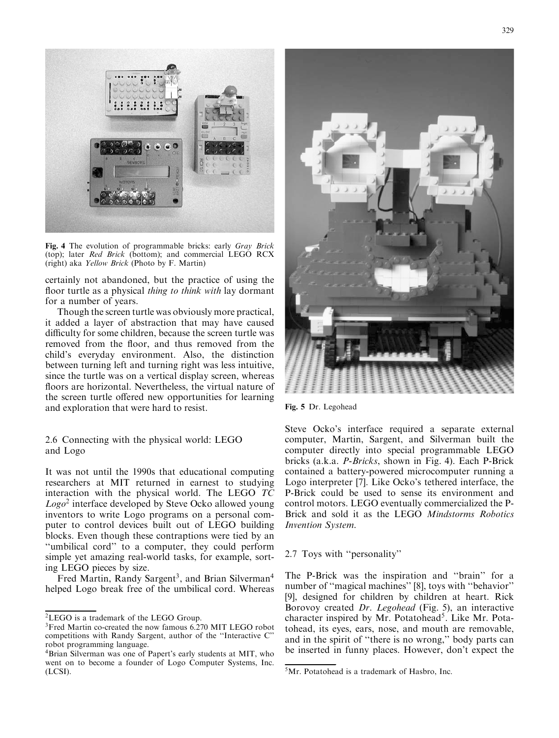Fig. 4 The evolution of programmable bricks: early *Gray Brick* (top); later *Red Brick* (bottom); and commercial LEGO RCX (right) aka *Yellow Brick* (Photo by F. Martin)

certainly not abandoned, but the practice of using the floor turtle as a physical *thing to think with* lay dormant for a number of years.

Though the screen turtle was obviously more practical, it added a layer of abstraction that may have caused difficulty for some children, because the screen turtle was removed from the floor, and thus removed from the child's everyday environment. Also, the distinction between turning left and turning right was less intuitive, since the turtle was on a vertical display screen, whereas floors are horizontal. Nevertheless, the virtual nature of the screen turtle offered new opportunities for learning and exploration that were hard to resist.

## 2.6 Connecting with the physical world: LEGO and Logo

It was not until the 1990s that educational computing researchers at MIT returned in earnest to studying interaction with the physical world. The LEGO *TC Logo*[2] interface developed by Steve Ocko allowed young inventors to write Logo programs on a personal computer to control devices built out of LEGO building blocks. Even though these contraptions were tied by an "umbilical cord" to a computer, they could perform simple yet amazing real-world tasks, for example, sorting LEGO pieces by size.

Fred Martin, Randy Sargent[3], and Brian Silverman[4] helped Logo break free of the umbilical cord. Whereas Steve Ocko's interface required a separate external computer, Martin, Sargent, and Silverman built the computer directly into special programmable LEGO bricks (a.k.a. *P-Bricks*, shown in Fig. 4). Each P-Brick contained a battery-powered microcomputer running a Logo interpreter [7]. Like Ocko's tethered interface, the P-Brick could be used to sense its environment and control motors. LEGO eventually commercialized the P-Brick and sold it as the LEGO *Mindstorms Robotics Invention System*.

Fig. 5 Dr. Legohead

## 2.7 Toys with "personality"

The P-Brick was the inspiration and "brain" for a number of "magical machines" [8], toys with "behavior" [9], designed for children by children at heart. Rick Borovoy created *Dr. Legohead* (Fig. 5), an interactive character inspired by Mr. Potatohead[5]. Like Mr. Potatohead, its eyes, ears, nose, and mouth are removable, and in the spirit of "there is no wrong," body parts can be inserted in funny places. However, don't expect the

[2] LEGO is a trademark of the LEGO Group.

[3] Fred Martin co-created the now famous 6.270 MIT LEGO robot competitions with Randy Sargent, author of the "Interactive C" robot programming language.

[4] Brian Silverman was one of Papert's early students at MIT, who went on to become a founder of Logo Computer Systems, Inc. (LCSI).

[5] Mr. Potatohead is a trademark of Hasbro, Inc.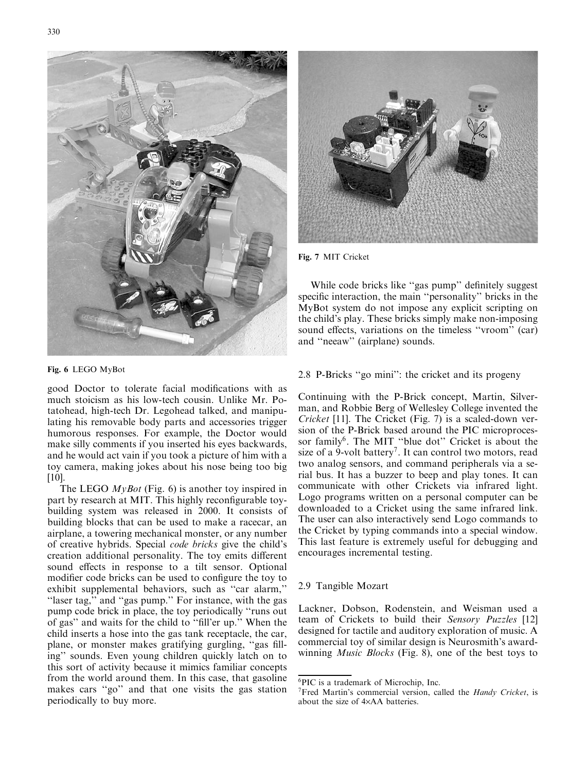Fig. 6 LEGO MyBot

good Doctor to tolerate facial modifications with as much stoicism as his low-tech cousin. Unlike Mr. Potatohead, high-tech Dr. Legohead talked, and manipulating his removable body parts and accessories trigger humorous responses. For example, the Doctor would make silly comments if you inserted his eyes backwards, and he would act vain if you took a picture of him with a toy camera, making jokes about his nose being too big [10].

The LEGO *MyBot* (Fig. 6) is another toy inspired in part by research at MIT. This highly reconfigurable toy-building system was released in 2000. It consists of building blocks that can be used to make a racecar, an airplane, a towering mechanical monster, or any number of creative hybrids. Special *code bricks* give the child's creation additional personality. The toy emits different sound effects in response to a tilt sensor. Optional modifier code bricks can be used to configure the toy to exhibit supplemental behaviors, such as "car alarm," "laser tag," and "gas pump." For instance, with the gas pump code brick in place, the toy periodically "runs out of gas" and waits for the child to "fill'er up." When the child inserts a hose into the gas tank receptacle, the car, plane, or monster makes gratifying gurgling, "gas filling" sounds. Even young children quickly latch on to this sort of activity because it mimics familiar concepts from the world around them. In this case, that gasoline makes cars "go" and that one visits the gas station periodically to buy more.

Fig. 7 MIT Cricket

While code bricks like "gas pump" definitely suggest specific interaction, the main "personality" bricks in the MyBot system do not impose any explicit scripting on the child's play. These bricks simply make non-imposing sound effects, variations on the timeless "vroom" (car) and "neeaw" (airplane) sounds.

## 2.8 P-Bricks "go mini": the cricket and its progeny

Continuing with the P-Brick concept, Martin, Silverman, and Robbie Berg of Wellesley College invented the *Cricket* [11]. The Cricket (Fig. 7) is a scaled-down version of the P-Brick based around the PIC microprocessor family[6]. The MIT "blue dot" Cricket is about the size of a 9-volt battery[7]. It can control two motors, read two analog sensors, and command peripherals via a serial bus. It has a buzzer to beep and play tones. It can communicate with other Crickets via infrared light. Logo programs written on a personal computer can be downloaded to a Cricket using the same infrared link. The user can also interactively send Logo commands to the Cricket by typing commands into a special window. This last feature is extremely useful for debugging and encourages incremental testing.

## 2.9 Tangible Mozart

Lackner, Dobson, Rodenstein, and Weisman used a team of Crickets to build their *Sensory Puzzles* [12] designed for tactile and auditory exploration of music. A commercial toy of similar design is Neurosmith's award-winning *Music Blocks* (Fig. 8), one of the best toys to

[6] PIC is a trademark of Microchip, Inc.

[7] Fred Martin's commercial version, called the *Handy Cricket*, is about the size of 4×AA batteries.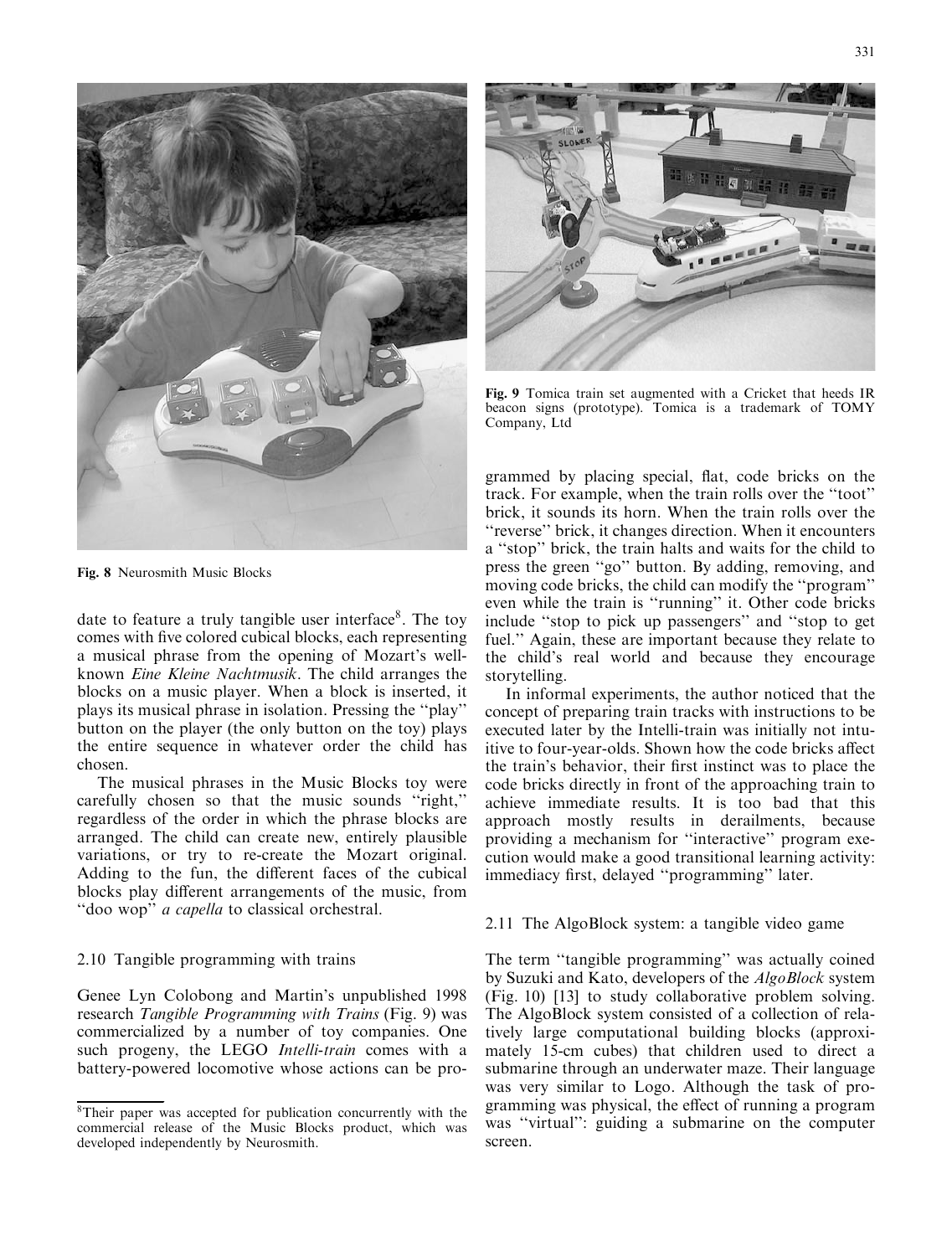Fig. 8 Neurosmith Music Blocks

date to feature a truly tangible user interface[8]. The toy comes with five colored cubical blocks, each representing a musical phrase from the opening of Mozart's well-known *Eine Kleine Nachtmusik*. The child arranges the blocks on a music player. When a block is inserted, it plays its musical phrase in isolation. Pressing the "play" button on the player (the only button on the toy) plays the entire sequence in whatever order the child has chosen.

The musical phrases in the Music Blocks toy were carefully chosen so that the music sounds "right," regardless of the order in which the phrase blocks are arranged. The child can create new, entirely plausible variations, or try to re-create the Mozart original. Adding to the fun, the different faces of the cubical blocks play different arrangements of the music, from "doo wop" *a capella* to classical orchestral.

### 2.10 Tangible programming with trains

Genee Lyn Colobong and Martin's unpublished 1998 research *Tangible Programming with Trains* (Fig. 9) was commercialized by a number of toy companies. One such progeny, the LEGO *Intelli-train* comes with a battery-powered locomotive whose actions can be programmed by placing special, flat, code bricks on the track. For example, when the train rolls over the "toot" brick, it sounds its horn. When the train rolls over the "reverse" brick, it changes direction. When it encounters a "stop" brick, the train halts and waits for the child to press the green "go" button. By adding, removing, and moving code bricks, the child can modify the "program" even while the train is "running" it. Other code bricks include "stop to pick up passengers" and "stop to get fuel." Again, these are important because they relate to the child's real world and because they encourage storytelling.

[8]Their paper was accepted for publication concurrently with the commercial release of the Music Blocks product, which was developed independently by Neurosmith.

Fig. 9 Tomica train set augmented with a Cricket that heeds IR beacon signs (prototype). Tomica is a trademark of TOMY Company, Ltd

In informal experiments, the author noticed that the concept of preparing train tracks with instructions to be executed later by the Intelli-train was initially not intuitive to four-year-olds. Shown how the code bricks affect the train's behavior, their first instinct was to place the code bricks directly in front of the approaching train to achieve immediate results. It is too bad that this approach mostly results in derailments, because providing a mechanism for "interactive" program execution would make a good transitional learning activity: immediacy first, delayed "programming" later.

### 2.11 The AlgoBlock system: a tangible video game

The term "tangible programming" was actually coined by Suzuki and Kato, developers of the *AlgoBlock* system (Fig. 10) [13] to study collaborative problem solving. The AlgoBlock system consisted of a collection of relatively large computational building blocks (approximately 15-cm cubes) that children used to direct a submarine through an underwater maze. Their language was very similar to Logo. Although the task of programming was physical, the effect of running a program was "virtual": guiding a submarine on the computer screen.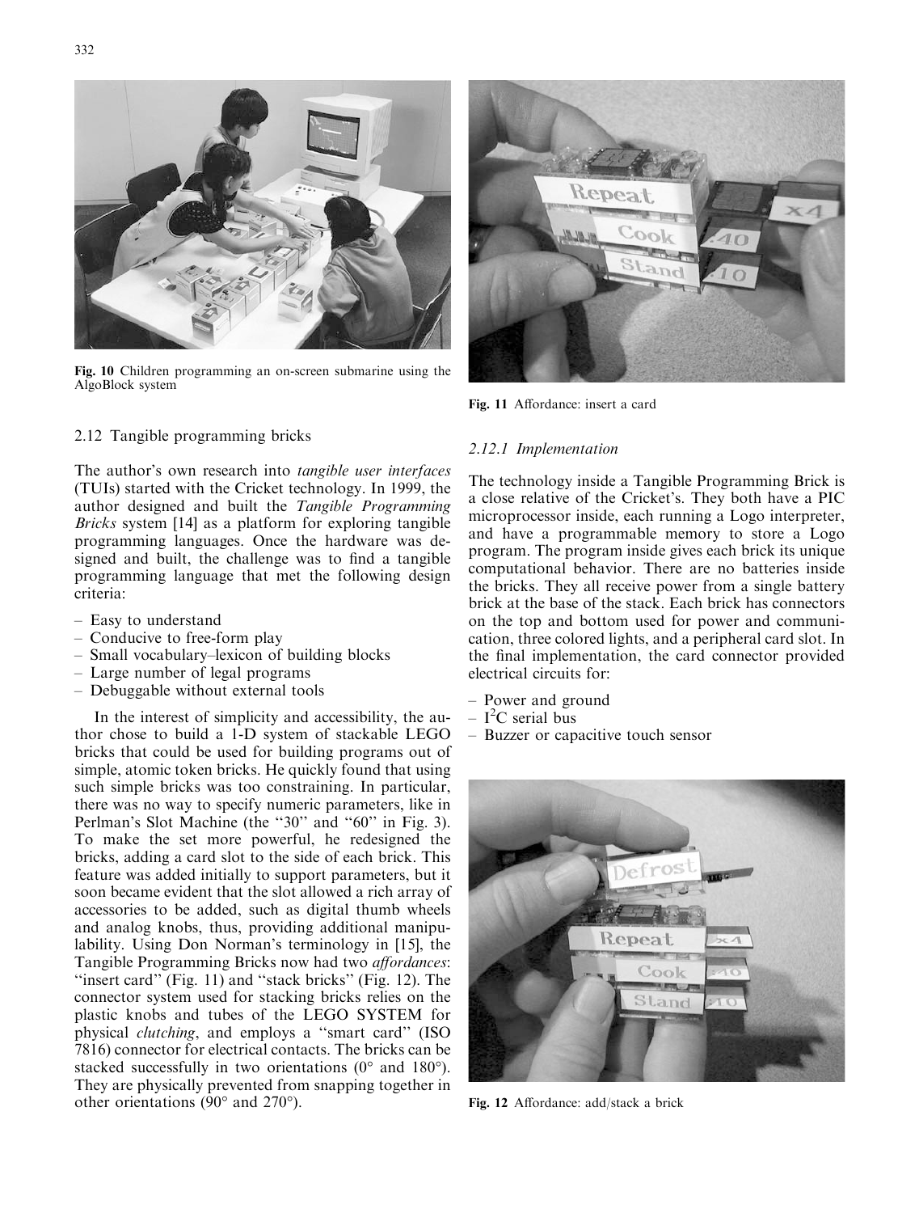Fig. 10 Children programming an on-screen submarine using the AlgoBlock system

Fig. 11 Affordance: insert a card

## 2.12 Tangible programming bricks

The author's own research into *tangible user interfaces* (TUIs) started with the Cricket technology. In 1999, the author designed and built the *Tangible Programming Bricks* system [14] as a platform for exploring tangible programming languages. Once the hardware was designed and built, the challenge was to find a tangible programming language that met the following design criteria:

- Easy to understand
- Conducive to free-form play
- Small vocabulary–lexicon of building blocks
- Large number of legal programs
- Debuggable without external tools

In the interest of simplicity and accessibility, the author chose to build a 1-D system of stackable LEGO bricks that could be used for building programs out of simple, atomic token bricks. He quickly found that using such simple bricks was too constraining. In particular, there was no way to specify numeric parameters, like in Perlman's Slot Machine (the "30" and "60" in Fig. 3). To make the set more powerful, he redesigned the bricks, adding a card slot to the side of each brick. This feature was added initially to support parameters, but it soon became evident that the slot allowed a rich array of accessories to be added, such as digital thumb wheels and analog knobs, thus, providing additional manipulability. Using Don Norman's terminology in [15], the Tangible Programming Bricks now had two *affordances*: "insert card" (Fig. 11) and "stack bricks" (Fig. 12). The connector system used for stacking bricks relies on the plastic knobs and tubes of the LEGO SYSTEM for physical *clutching*, and employs a "smart card" (ISO 7816) connector for electrical contacts. The bricks can be stacked successfully in two orientations (0° and 180°). They are physically prevented from snapping together in other orientations (90° and 270°).

### 2.12.1 Implementation

The technology inside a Tangible Programming Brick is a close relative of the Cricket's. They both have a PIC microprocessor inside, each running a Logo interpreter, and have a programmable memory to store a Logo program. The program inside gives each brick its unique computational behavior. There are no batteries inside the bricks. They all receive power from a single battery brick at the base of the stack. Each brick has connectors on the top and bottom used for power and communication, three colored lights, and a peripheral card slot. In the final implementation, the card connector provided electrical circuits for:

- Power and ground
- $I^2C$ serial bus
- Buzzer or capacitive touch sensor

Fig. 12 Affordance: add/stack a brick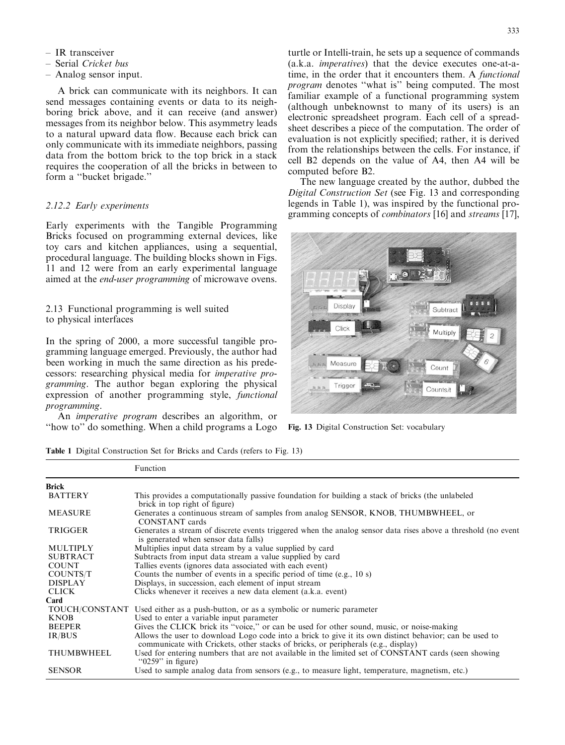– IR transceiver
– Serial *Cricket bus*
– Analog sensor input.

A brick can communicate with its neighbors. It can send messages containing events or data to its neighboring brick above, and it can receive (and answer) messages from its neighbor below. This asymmetry leads to a natural upward data flow. Because each brick can only communicate with its immediate neighbors, passing data from the bottom brick to the top brick in a stack requires the cooperation of all the bricks in between to form a "bucket brigade."

### 2.12.2 Early experiments

Early experiments with the Tangible Programming Bricks focused on programming external devices, like toy cars and kitchen appliances, using a sequential, procedural language. The building blocks shown in Figs. 11 and 12 were from an early experimental language aimed at the *end-user programming* of microwave ovens.

## 2.13 Functional programming is well suited to physical interfaces

In the spring of 2000, a more successful tangible programming language emerged. Previously, the author had been working in much the same direction as his predecessors: researching physical media for *imperative programming*. The author began exploring the physical expression of another programming style, *functional programming*.

An *imperative program* describes an algorithm, or "how to" do something. When a child programs a Logo turtle or Intelli-train, he sets up a sequence of commands (a.k.a. *imperatives*) that the device executes one-at-a-time, in the order that it encounters them. A *functional program* denotes "what is" being computed. The most familiar example of a functional programming system (although unbeknownst to many of its users) is an electronic spreadsheet program. Each cell of a spreadsheet describes a piece of the computation. The order of evaluation is not explicitly specified; rather, it is derived from the relationships between the cells. For instance, if cell B2 depends on the value of A4, then A4 will be computed before B2.

The new language created by the author, dubbed the *Digital Construction Set* (see Fig. 13 and corresponding legends in Table 1), was inspired by the functional programming concepts of *combinators* [16] and *streams* [17],

Fig. 13 Digital Construction Set: vocabulary

Table 1 Digital Construction Set for Bricks and Cards (refers to Fig. 13)

| | Function |
|---|---|
| **Brick** | |
| BATTERY | This provides a computationally passive foundation for building a stack of bricks (the unlabeled brick in top right of figure) |
| MEASURE | Generates a continuous stream of samples from analog SENSOR, KNOB, THUMBWHEEL, or CONSTANT cards |
| TRIGGER | Generates a stream of discrete events triggered when the analog sensor data rises above a threshold (no event is generated when sensor data falls) |
| MULTIPLY | Multiplies input data stream by a value supplied by card |
| SUBTRACT | Subtracts from input data stream a value supplied by card |
| COUNT | Tallies events (ignores data associated with each event) |
| COUNTS/T | Counts the number of events in a specific period of time (e.g., 10 s) |
| DISPLAY | Displays, in succession, each element of input stream |
| CLICK | Clicks whenever it receives a new data element (a.k.a. event) |
| **Card** | |
| TOUCH/CONSTANT | Used either as a push-button, or as a symbolic or numeric parameter |
| KNOB | Used to enter a variable input parameter |
| BEEPER | Gives the CLICK brick its "voice," or can be used for other sound, music, or noise-making |
| IR/BUS | Allows the user to download Logo code into a brick to give it its own distinct behavior; can be used to communicate with Crickets, other stacks of bricks, or peripherals (e.g., display) |
| THUMBWHEEL | Used for entering numbers that are not available in the limited set of CONSTANT cards (seen showing "0259" in figure) |
| SENSOR | Used to sample analog data from sensors (e.g., to measure light, temperature, magnetism, etc.) |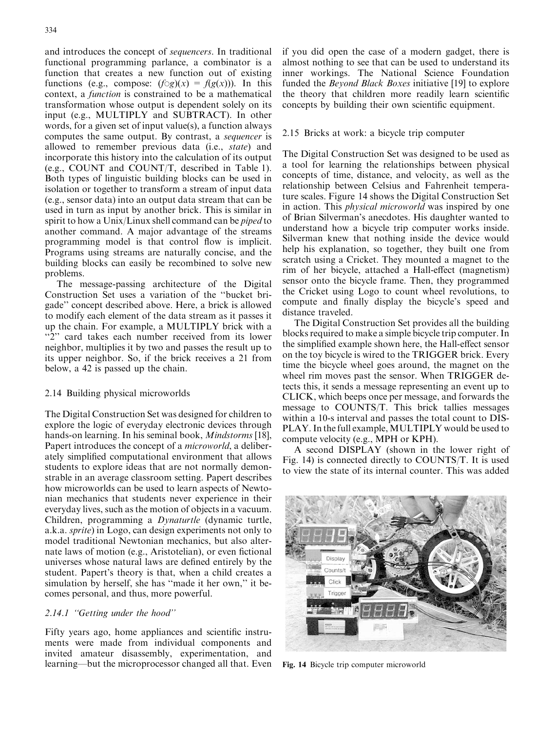and introduces the concept of *sequencers*. In traditional functional programming parlance, a combinator is a function that creates a new function out of existing functions (e.g., compose: $(f \circ g)(x) = f(g(x))$). In this context, a *function* is constrained to be a mathematical transformation whose output is dependent solely on its input (e.g., MULTIPLY and SUBTRACT). In other words, for a given set of input value(s), a function always computes the same output. By contrast, a *sequencer* is allowed to remember previous data (i.e., *state*) and incorporate this history into the calculation of its output (e.g., COUNT and COUNT/T, described in Table 1). Both types of linguistic building blocks can be used in isolation or together to transform a stream of input data (e.g., sensor data) into an output data stream that can be used in turn as input by another brick. This is similar in spirit to how a Unix/Linux shell command can be *piped* to another command. A major advantage of the streams programming model is that control flow is implicit. Programs using streams are naturally concise, and the building blocks can easily be recombined to solve new problems.

The message-passing architecture of the Digital Construction Set uses a variation of the "bucket brigade" concept described above. Here, a brick is allowed to modify each element of the data stream as it passes it up the chain. For example, a MULTIPLY brick with a "2" card takes each number received from its lower neighbor, multiplies it by two and passes the result up to its upper neighbor. So, if the brick receives a 21 from below, a 42 is passed up the chain.

### 2.14 Building physical microworlds

The Digital Construction Set was designed for children to explore the logic of everyday electronic devices through hands-on learning. In his seminal book, *Mindstorms* [18], Papert introduces the concept of a *microworld*, a deliberately simplified computational environment that allows students to explore ideas that are not normally demonstrable in an average classroom setting. Papert describes how microworlds can be used to learn aspects of Newtonian mechanics that students never experience in their everyday lives, such as the motion of objects in a vacuum. Children, programming a *Dynaturtle* (dynamic turtle, a.k.a. *sprite*) in Logo, can design experiments not only to model traditional Newtonian mechanics, but also alternate laws of motion (e.g., Aristotelian), or even fictional universes whose natural laws are defined entirely by the student. Papert's theory is that, when a child creates a simulation by herself, she has "made it her own," it becomes personal, and thus, more powerful.

#### 2.14.1 "Getting under the hood"

Fifty years ago, home appliances and scientific instruments were made from individual components and invited amateur disassembly, experimentation, and learning—but the microprocessor changed all that. Even if you did open the case of a modern gadget, there is almost nothing to see that can be used to understand its inner workings. The National Science Foundation funded the *Beyond Black Boxes* initiative [19] to explore the theory that children more readily learn scientific concepts by building their own scientific equipment.

### 2.15 Bricks at work: a bicycle trip computer

The Digital Construction Set was designed to be used as a tool for learning the relationships between physical concepts of time, distance, and velocity, as well as the relationship between Celsius and Fahrenheit temperature scales. Figure 14 shows the Digital Construction Set in action. This *physical microworld* was inspired by one of Brian Silverman's anecdotes. His daughter wanted to understand how a bicycle trip computer works inside. Silverman knew that nothing inside the device would help his explanation, so together, they built one from scratch using a Cricket. They mounted a magnet to the rim of her bicycle, attached a Hall-effect (magnetism) sensor onto the bicycle frame. Then, they programmed the Cricket using Logo to count wheel revolutions, to compute and finally display the bicycle's speed and distance traveled.

The Digital Construction Set provides all the building blocks required to make a simple bicycle trip computer. In the simplified example shown here, the Hall-effect sensor on the toy bicycle is wired to the TRIGGER brick. Every time the bicycle wheel goes around, the magnet on the wheel rim moves past the sensor. When TRIGGER detects this, it sends a message representing an event up to CLICK, which beeps once per message, and forwards the message to COUNTS/T. This brick tallies messages within a 10-s interval and passes the total count to DISPLAY. In the full example, MULTIPLY would be used to compute velocity (e.g., MPH or KPH).

A second DISPLAY (shown in the lower right of Fig. 14) is connected directly to COUNTS/T. It is used to view the state of its internal counter. This was added

Fig. 14 Bicycle trip computer microworld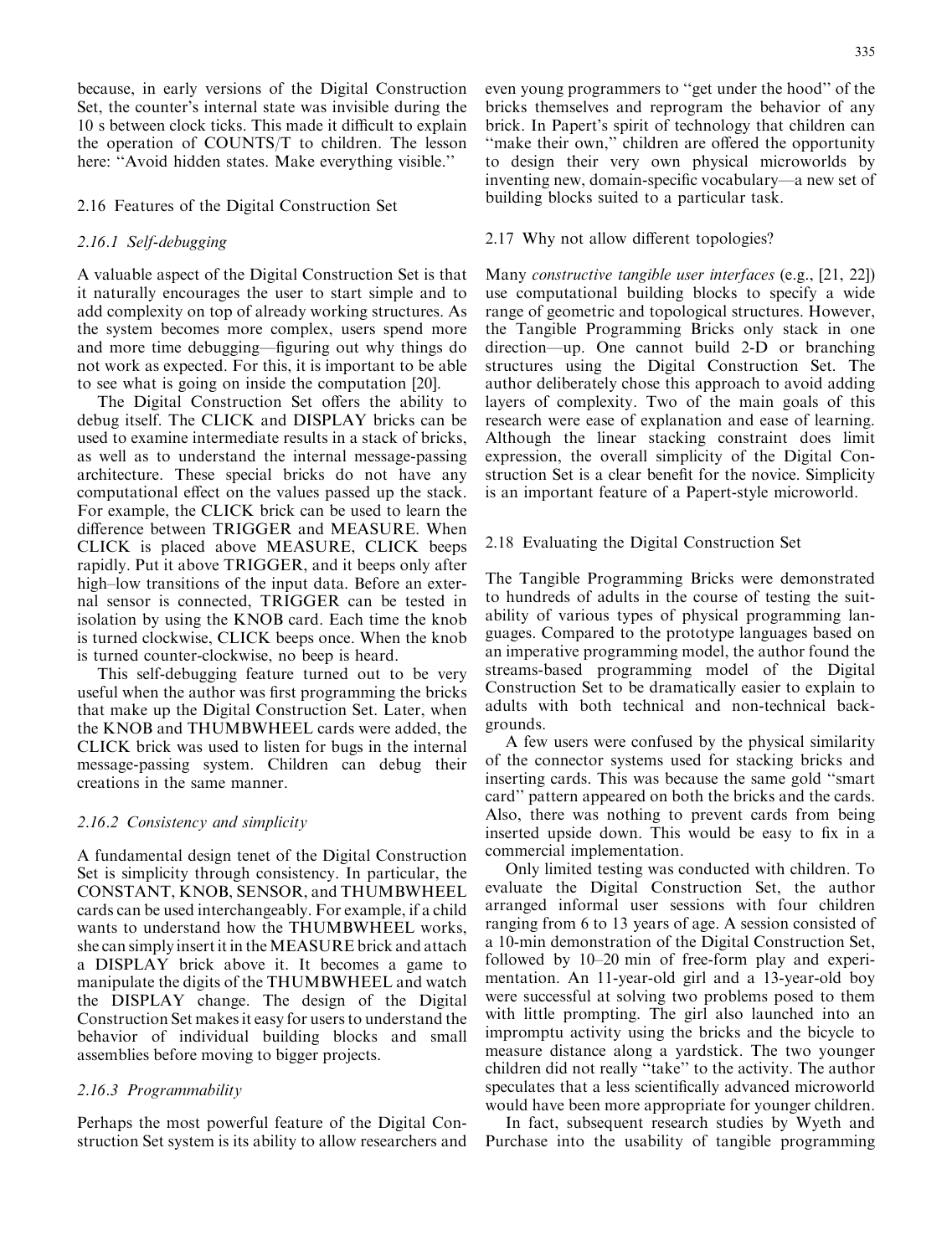because, in early versions of the Digital Construction Set, the counter's internal state was invisible during the 10 s between clock ticks. This made it difficult to explain the operation of COUNTS/T to children. The lesson here: "Avoid hidden states. Make everything visible."

## 2.16 Features of the Digital Construction Set

### 2.16.1 Self-debugging

A valuable aspect of the Digital Construction Set is that it naturally encourages the user to start simple and to add complexity on top of already working structures. As the system becomes more complex, users spend more and more time debugging—figuring out why things do not work as expected. For this, it is important to be able to see what is going on inside the computation [20].

The Digital Construction Set offers the ability to debug itself. The CLICK and DISPLAY bricks can be used to examine intermediate results in a stack of bricks, as well as to understand the internal message-passing architecture. These special bricks do not have any computational effect on the values passed up the stack. For example, the CLICK brick can be used to learn the difference between TRIGGER and MEASURE. When CLICK is placed above MEASURE, CLICK beeps rapidly. Put it above TRIGGER, and it beeps only after high–low transitions of the input data. Before an external sensor is connected, TRIGGER can be tested in isolation by using the KNOB card. Each time the knob is turned clockwise, CLICK beeps once. When the knob is turned counter-clockwise, no beep is heard.

This self-debugging feature turned out to be very useful when the author was first programming the bricks that make up the Digital Construction Set. Later, when the KNOB and THUMBWHEEL cards were added, the CLICK brick was used to listen for bugs in the internal message-passing system. Children can debug their creations in the same manner.

### 2.16.2 Consistency and simplicity

A fundamental design tenet of the Digital Construction Set is simplicity through consistency. In particular, the CONSTANT, KNOB, SENSOR, and THUMBWHEEL cards can be used interchangeably. For example, if a child wants to understand how the THUMBWHEEL works, she can simply insert it in the MEASURE brick and attach a DISPLAY brick above it. It becomes a game to manipulate the digits of the THUMBWHEEL and watch the DISPLAY change. The design of the Digital Construction Set makes it easy for users to understand the behavior of individual building blocks and small assemblies before moving to bigger projects.

### 2.16.3 Programmability

Perhaps the most powerful feature of the Digital Construction Set system is its ability to allow researchers and even young programmers to "get under the hood" of the bricks themselves and reprogram the behavior of any brick. In Papert's spirit of technology that children can "make their own," children are offered the opportunity to design their very own physical microworlds by inventing new, domain-specific vocabulary—a new set of building blocks suited to a particular task.

## 2.17 Why not allow different topologies?

Many *constructive tangible user interfaces* (e.g., [21, 22]) use computational building blocks to specify a wide range of geometric and topological structures. However, the Tangible Programming Bricks only stack in one direction—up. One cannot build 2-D or branching structures using the Digital Construction Set. The author deliberately chose this approach to avoid adding layers of complexity. Two of the main goals of this research were ease of explanation and ease of learning. Although the linear stacking constraint does limit expression, the overall simplicity of the Digital Construction Set is a clear benefit for the novice. Simplicity is an important feature of a Papert-style microworld.

## 2.18 Evaluating the Digital Construction Set

The Tangible Programming Bricks were demonstrated to hundreds of adults in the course of testing the suitability of various types of physical programming languages. Compared to the prototype languages based on an imperative programming model, the author found the streams-based programming model of the Digital Construction Set to be dramatically easier to explain to adults with both technical and non-technical backgrounds.

A few users were confused by the physical similarity of the connector systems used for stacking bricks and inserting cards. This was because the same gold "smart card" pattern appeared on both the bricks and the cards. Also, there was nothing to prevent cards from being inserted upside down. This would be easy to fix in a commercial implementation.

Only limited testing was conducted with children. To evaluate the Digital Construction Set, the author arranged informal user sessions with four children ranging from 6 to 13 years of age. A session consisted of a 10-min demonstration of the Digital Construction Set, followed by 10–20 min of free-form play and experimentation. An 11-year-old girl and a 13-year-old boy were successful at solving two problems posed to them with little prompting. The girl also launched into an impromptu activity using the bricks and the bicycle to measure distance along a yardstick. The two younger children did not really "take" to the activity. The author speculates that a less scientifically advanced microworld would have been more appropriate for younger children.

In fact, subsequent research studies by Wyeth and Purchase into the usability of tangible programming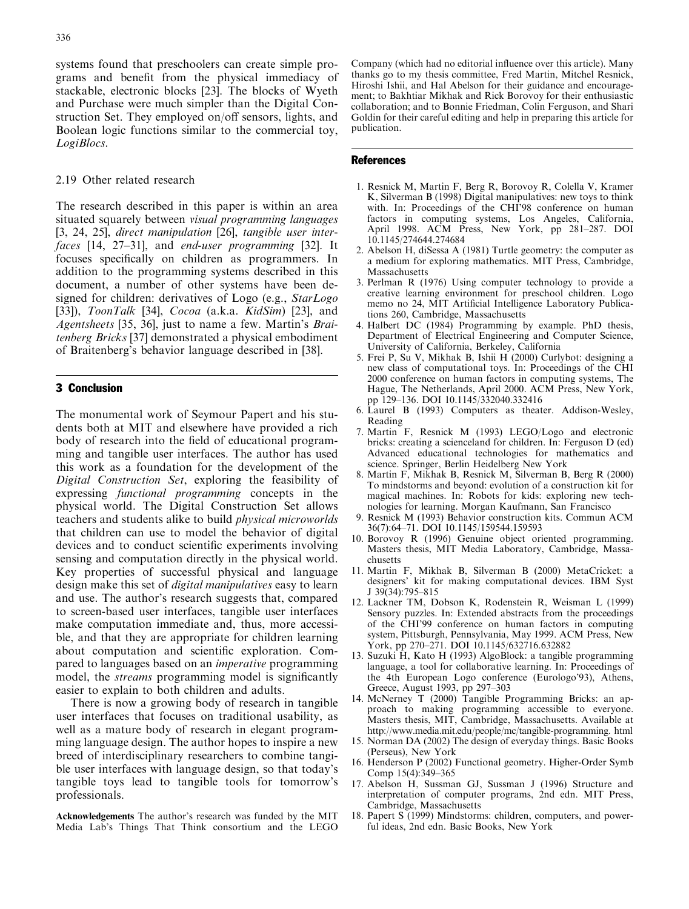systems found that preschoolers can create simple programs and benefit from the physical immediacy of stackable, electronic blocks [23]. The blocks of Wyeth and Purchase were much simpler than the Digital Construction Set. They employed on/off sensors, lights, and Boolean logic functions similar to the commercial toy, *LogiBlocs*.

### 2.19 Other related research

The research described in this paper is within an area situated squarely between *visual programming languages* [3, 24, 25], *direct manipulation* [26], *tangible user interfaces* [14, 27–31], and *end-user programming* [32]. It focuses specifically on children as programmers. In addition to the programming systems described in this document, a number of other systems have been designed for children: derivatives of Logo (e.g., *StarLogo* [33]), *ToonTalk* [34], *Cocoa* (a.k.a. *KidSim*) [23], and *Agentsheets* [35, 36], just to name a few. Martin's *Braitenberg Bricks* [37] demonstrated a physical embodiment of Braitenberg's behavior language described in [38].

## 3 Conclusion

The monumental work of Seymour Papert and his students both at MIT and elsewhere have provided a rich body of research into the field of educational programming and tangible user interfaces. The author has used this work as a foundation for the development of the *Digital Construction Set*, exploring the feasibility of expressing *functional programming* concepts in the physical world. The Digital Construction Set allows teachers and students alike to build *physical microworlds* that children can use to model the behavior of digital devices and to conduct scientific experiments involving sensing and computation directly in the physical world. Key properties of successful physical and language design make this set of *digital manipulatives* easy to learn and use. The author's research suggests that, compared to screen-based user interfaces, tangible user interfaces make computation immediate and, thus, more accessible, and that they are appropriate for children learning about computation and scientific exploration. Compared to languages based on an *imperative* programming model, the *streams* programming model is significantly easier to explain to both children and adults.

There is now a growing body of research in tangible user interfaces that focuses on traditional usability, as well as a mature body of research in elegant programming language design. The author hopes to inspire a new breed of interdisciplinary researchers to combine tangible user interfaces with language design, so that today's tangible toys lead to tangible tools for tomorrow's professionals.

**Acknowledgements** The author's research was funded by the MIT Media Lab's Things That Think consortium and the LEGO Company (which had no editorial influence over this article). Many thanks go to my thesis committee, Fred Martin, Mitchel Resnick, Hiroshi Ishii, and Hal Abelson for their guidance and encouragement; to Bakhtiar Mikhak and Rick Borovoy for their enthusiastic collaboration; and to Bonnie Friedman, Colin Ferguson, and Shari Goldin for their careful editing and help in preparing this article for publication.

## References

1. Resnick M, Martin F, Berg R, Borovoy R, Colella V, Kramer K, Silverman B (1998) Digital manipulatives: new toys to think with. In: Proceedings of the CHI'98 conference on human factors in computing systems, Los Angeles, California, April 1998. ACM Press, New York, pp 281–287. DOI 10.1145/274644.274684
2. Abelson H, diSessa A (1981) Turtle geometry: the computer as a medium for exploring mathematics. MIT Press, Cambridge, Massachusetts
3. Perlman R (1976) Using computer technology to provide a creative learning environment for preschool children. Logo memo no 24, MIT Artificial Intelligence Laboratory Publications 260, Cambridge, Massachusetts
4. Halbert DC (1984) Programming by example. PhD thesis, Department of Electrical Engineering and Computer Science, University of California, Berkeley, California
5. Frei P, Su V, Mikhak B, Ishii H (2000) Curlybot: designing a new class of computational toys. In: Proceedings of the CHI 2000 conference on human factors in computing systems, The Hague, The Netherlands, April 2000. ACM Press, New York, pp 129–136. DOI 10.1145/332040.332416
6. Laurel B (1993) Computers as theater. Addison-Wesley, Reading
7. Martin F, Resnick M (1993) LEGO/Logo and electronic bricks: creating a scienceland for children. In: Ferguson D (ed) Advanced educational technologies for mathematics and science. Springer, Berlin Heidelberg New York
8. Martin F, Mikhak B, Resnick M, Silverman B, Berg R (2000) To mindstorms and beyond: evolution of a construction kit for magical machines. In: Robots for kids: exploring new technologies for learning. Morgan Kaufmann, San Francisco
9. Resnick M (1993) Behavior construction kits. Commun ACM 36(7):64–71. DOI 10.1145/159544.159593
10. Borovoy R (1996) Genuine object oriented programming. Masters thesis, MIT Media Laboratory, Cambridge, Massachusetts
11. Martin F, Mikhak B, Silverman B (2000) MetaCricket: a designers' kit for making computational devices. IBM Syst J 39(34):795–815
12. Lackner TM, Dobson K, Rodenstein R, Weisman L (1999) Sensory puzzles. In: Extended abstracts from the proceedings of the CHI'99 conference on human factors in computing system, Pittsburgh, Pennsylvania, May 1999. ACM Press, New York, pp 270–271. DOI 10.1145/632716.632882
13. Suzuki H, Kato H (1993) AlgoBlock: a tangible programming language, a tool for collaborative learning. In: Proceedings of the 4th European Logo conference (Eurologo'93), Athens, Greece, August 1993, pp 297–303
14. McNerney T (2000) Tangible Programming Bricks: an approach to making programming accessible to everyone. Masters thesis, MIT, Cambridge, Massachusetts. Available at http://www.media.mit.edu/people/mc/tangible-programming. html
15. Norman DA (2002) The design of everyday things. Basic Books (Perseus), New York
16. Henderson P (2002) Functional geometry. Higher-Order Symb Comp 15(4):349–365
17. Abelson H, Sussman GJ, Sussman J (1996) Structure and interpretation of computer programs, 2nd edn. MIT Press, Cambridge, Massachusetts
18. Papert S (1999) Mindstorms: children, computers, and powerful ideas, 2nd edn. Basic Books, New York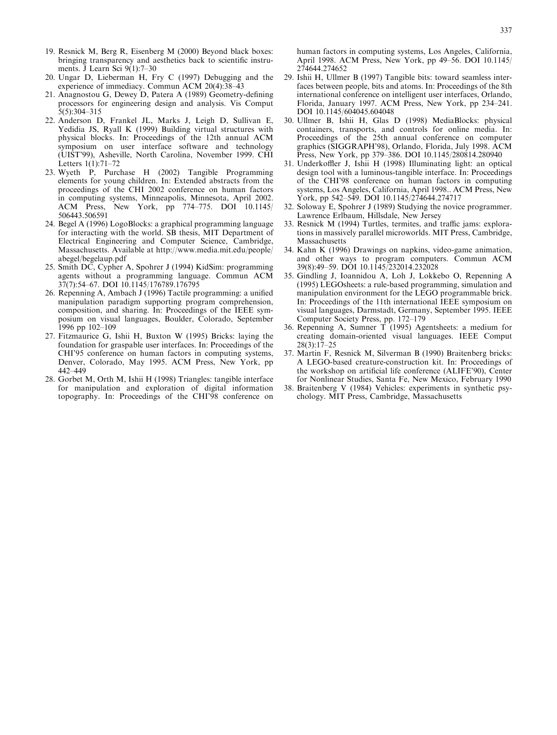19. Resnick M, Berg R, Eisenberg M (2000) Beyond black boxes: bringing transparency and aesthetics back to scientific instruments. J Learn Sci 9(1):7–30
20. Ungar D, Lieberman H, Fry C (1997) Debugging and the experience of immediacy. Commun ACM 20(4):38–43
21. Anagnostou G, Dewey D, Patera A (1989) Geometry-defining processors for engineering design and analysis. Vis Comput 5(5):304–315
22. Anderson D, Frankel JL, Marks J, Leigh D, Sullivan E, Yedidia JS, Ryall K (1999) Building virtual structures with physical blocks. In: Proceedings of the 12th annual ACM symposium on user interface software and technology (UIST'99), Asheville, North Carolina, November 1999. CHI Letters 1(1):71–72
23. Wyeth P, Purchase H (2002) Tangible Programming elements for young children. In: Extended abstracts from the proceedings of the CHI 2002 conference on human factors in computing systems, Minneapolis, Minnesota, April 2002. ACM Press, New York, pp 774–775. DOI 10.1145/506443.506591
24. Begel A (1996) LogoBlocks: a graphical programming language for interacting with the world. SB thesis, MIT Department of Electrical Engineering and Computer Science, Cambridge, Massachusetts. Available at http://www.media.mit.edu/people/abegel/begelaup.pdf
25. Smith DC, Cypher A, Spohrer J (1994) KidSim: programming agents without a programming language. Commun ACM 37(7):54–67. DOI 10.1145/176789.176795
26. Repenning A, Ambach J (1996) Tactile programming: a unified manipulation paradigm supporting program comprehension, composition, and sharing. In: Proceedings of the IEEE symposium on visual languages, Boulder, Colorado, September 1996 pp 102–109
27. Fitzmaurice G, Ishii H, Buxton W (1995) Bricks: laying the foundation for graspable user interfaces. In: Proceedings of the CHI'95 conference on human factors in computing systems, Denver, Colorado, May 1995. ACM Press, New York, pp 442–449
28. Gorbet M, Orth M, Ishii H (1998) Triangles: tangible interface for manipulation and exploration of digital information topography. In: Proceedings of the CHI'98 conference on human factors in computing systems, Los Angeles, California, April 1998. ACM Press, New York, pp 49–56. DOI 10.1145/274644.274652
29. Ishii H, Ullmer B (1997) Tangible bits: toward seamless interfaces between people, bits and atoms. In: Proceedings of the 8th international conference on intelligent user interfaces, Orlando, Florida, January 1997. ACM Press, New York, pp 234–241. DOI 10.1145/604045.604048
30. Ullmer B, Ishii H, Glas D (1998) MediaBlocks: physical containers, transports, and controls for online media. In: Proceedings of the 25th annual conference on computer graphics (SIGGRAPH'98), Orlando, Florida, July 1998. ACM Press, New York, pp 379–386. DOI 10.1145/280814.280940
31. Underkoffler J, Ishii H (1998) Illuminating light: an optical design tool with a luminous-tangible interface. In: Proceedings of the CHI'98 conference on human factors in computing systems, Los Angeles, California, April 1998.. ACM Press, New York, pp 542–549. DOI 10.1145/274644.274717
32. Soloway E, Spohrer J (1989) Studying the novice programmer. Lawrence Erlbaum, Hillsdale, New Jersey
33. Resnick M (1994) Turtles, termites, and traffic jams: explorations in massively parallel microworlds. MIT Press, Cambridge, Massachusetts
34. Kahn K (1996) Drawings on napkins, video-game animation, and other ways to program computers. Commun ACM 39(8):49–59. DOI 10.1145/232014.232028
35. Gindling J, Ioannidou A, Loh J, Lokkebo O, Repenning A (1995) LEGOsheets: a rule-based programming, simulation and manipulation environment for the LEGO programmable brick. In: Proceedings of the 11th international IEEE symposium on visual languages, Darmstadt, Germany, September 1995. IEEE Computer Society Press, pp. 172–179
36. Repenning A, Sumner T (1995) Agentsheets: a medium for creating domain-oriented visual languages. IEEE Comput 28(3):17–25
37. Martin F, Resnick M, Silverman B (1990) Braitenberg bricks: A LEGO-based creature-construction kit. In: Proceedings of the workshop on artificial life conference (ALIFE'90), Center for Nonlinear Studies, Santa Fe, New Mexico, February 1990
38. Braitenberg V (1984) Vehicles: experiments in synthetic psychology. MIT Press, Cambridge, Massachusetts